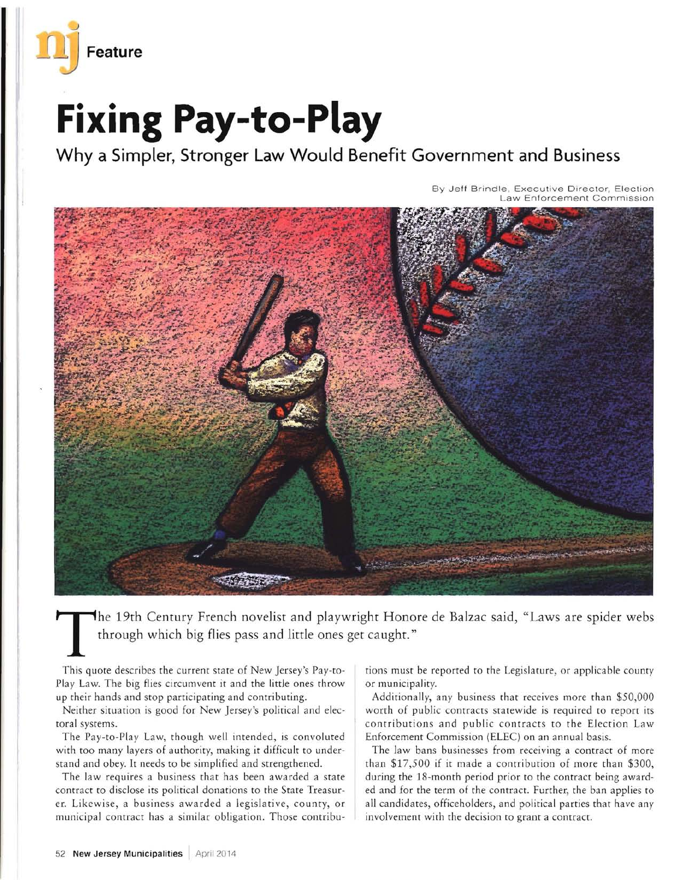**nj Feature**

# Fixing Pay-to-Play

## Why a Simpler, Stronger Law Would Benefit Government and Business

By Jeff Brindle, Executive Director, Election Law Enforcement Commission

The 19th Century French novelist and playwright Honore de Balzac said, "Laws are spider webs through which big flies pass and little ones get caught."

This quote describes the current state of New Jersey's Pay-to-Play Law. The big flies circumvent it and the little ones throw up their hands and stop participating and contributing.

Neither situation is good for New Jersey's political and electoral systems.

The Pay-to-Play Law, though well intended, is convoluted with too many layers of authority, making it difficult to understand and obey. It needs to be simplified and strengthened.

The law requires a business that has been awarded a state contract to disclose its political donations to the State Treasurer. Likewise, a business awarded a legislative, county, or municipal contract has a similar obligation. Those contributions must be reported to the Legislature, or applicable county or municipality.

Additionally, any business that receives more than $50,000 worth of public contracts statewide is required to report its contributions and public contracts to the Election Law Enforcement Commission (ELEC) on an annual basis.

The law bans businesses from receiving a contract of more than $17,500 if it made a contribution of more than $300, during the 18-month period prior to the contract being awarded and for the term of the contract. Further, the ban applies to all candidates, officeholders, and political parties that have any involvement with the decision to grant a contract.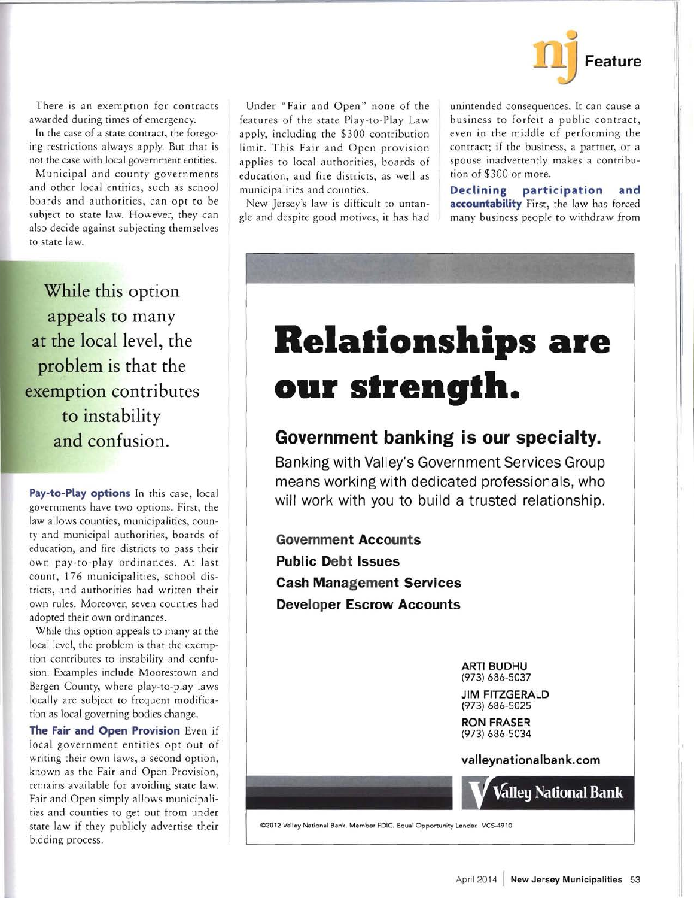There is an exemption for contracts awarded during times of emergency.

In the case of a state contract, the foregoing restrictions always apply. But that is not the case with local government entities.

Municipal and county governments and other local entities, such as school boards and authorities, can opt to be subject to state law. However, they can also decide against subjecting themselves to state law.

> While this option appeals to many at the local level, the problem is that the exemption contributes to instability and confusion.

**Pay-to-Play options** In this case, local governments have two options. First, the law allows counties, municipalities, county and municipal authorities, boards of education, and fire districts to pass their own pay-to-play ordinances. At last count, 176 municipalities, school districts, and authorities had written their own rules. Moreover, seven counties had adopted their own ordinances.

While this option appeals to many at the local level, the problem is that the exemption contributes to instability and confusion. Examples include Moorestown and Bergen County, where play-to-play laws locally are subject to frequent modification as local governing bodies change.

**The Fair and Open Provision** Even if local government entities opt out of writing their own laws, a second option, known as the Fair and Open Provision, remains available for avoiding state law. Fair and Open simply allows municipalities and counties to get out from under state law if they publicly advertise their bidding process.

Under "Fair and Open" none of the features of the state Play-to-Play Law apply, including the $300 contribution limit. This Fair and Open provision applies to local authorities, boards of education, and fire districts, as well as municipalities and counties.

New Jersey's law is difficult to untangle and despite good motives, it has had unintended consequences. It can cause a business to forfeit a public contract, even in the middle of performing the contract; if the business, a partner, or a spouse inadvertently makes a contribution of $300 or more.

**Declining participation and accountability** First, the law has forced many business people to withdraw from

---

# Relationships are our strength.

## Government banking is our specialty.

Banking with Valley's Government Services Group means working with dedicated professionals, who will work with you to build a trusted relationship.

**Government Accounts**
**Public Debt Issues**
**Cash Management Services**
**Developer Escrow Accounts**

**ARTI BUDHU**
(973) 686-5037

**JIM FITZGERALD**
(973) 686-5025

**RON FRASER**
(973) 686-5034

**valleynationalbank.com**

**Valley National Bank**

©2012 Valley National Bank. Member FDIC. Equal Opportunity Lender. VCS-4910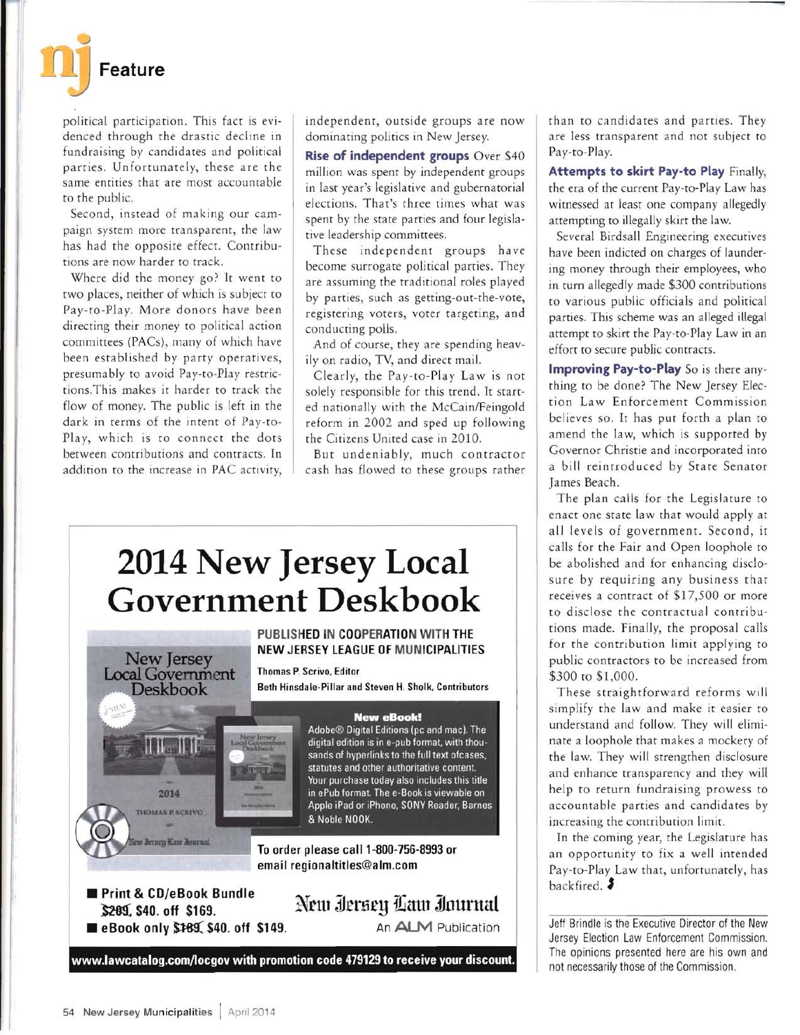political participation. This fact is evidenced through the drastic decline in fundraising by candidates and political parties. Unfortunately, these are the same entities that are most accountable to the public.

Second, instead of making our campaign system more transparent, the law has had the opposite effect. Contributions are now harder to track.

Where did the money go? It went to two places, neither of which is subject to Pay-to-Play. More donors have been directing their money to political action committees (PACs), many of which have been established by party operatives, presumably to avoid Pay-to-Play restrictions.This makes it harder to track the flow of money. The public is left in the dark in terms of the intent of Pay-to-Play, which is to connect the dots between contributions and contracts. In addition to the increase in PAC activity, independent, outside groups are now dominating politics in New Jersey.

**Rise of independent groups** Over $40 million was spent by independent groups in last year's legislative and gubernatorial elections. That's three times what was spent by the state parties and four legislative leadership committees.

These independent groups have become surrogate political parties. They are assuming the traditional roles played by parties, such as getting-out-the-vote, registering voters, voter targeting, and conducting polls.

And of course, they are spending heavily on radio, TV, and direct mail.

Clearly, the Pay-to-Play Law is not solely responsible for this trend. It started nationally with the McCain/Feingold reform in 2002 and sped up following the Citizens United case in 2010.

But undeniably, much contractor cash has flowed to these groups rather than to candidates and parties. They are less transparent and not subject to Pay-to-Play.

**Attempts to skirt Pay-to Play** Finally, the era of the current Pay-to-Play Law has witnessed at least one company allegedly attempting to illegally skirt the law.

Several Birdsall Engineering executives have been indicted on charges of laundering money through their employees, who in turn allegedly made $300 contributions to various public officials and political parties. This scheme was an alleged illegal attempt to skirt the Pay-to-Play Law in an effort to secure public contracts.

**Improving Pay-to-Play** So is there anything to be done? The New Jersey Election Law Enforcement Commission believes so. It has put forth a plan to amend the law, which is supported by Governor Christie and incorporated into a bill reintroduced by State Senator James Beach.

The plan calls for the Legislature to enact one state law that would apply at all levels of government. Second, it calls for the Fair and Open loophole to be abolished and for enhancing disclosure by requiring any business that receives a contract of $17,500 or more to disclose the contractual contributions made. Finally, the proposal calls for the contribution limit applying to public contractors to be increased from $300 to $1,000.

These straightforward reforms will simplify the law and make it easier to understand and follow. They will eliminate a loophole that makes a mockery of the law. They will strengthen disclosure and enhance transparency and they will help to return fundraising prowess to accountable parties and candidates by increasing the contribution limit.

In the coming year, the Legislature has an opportunity to fix a well intended Pay-to-Play Law that, unfortunately, has backfired.

Jeff Brindle is the Executive Director of the New Jersey Election Law Enforcement Commission. The opinions presented here are his own and not necessarily those of the Commission.

# 2014 New Jersey Local Government Deskbook

**PUBLISHED IN COOPERATION WITH THE NEW JERSEY LEAGUE OF MUNICIPALITIES**

Thomas P. Scrivo, Editor
Beth Hinsdale-Pillar and Steven H. Sholk, Contributors

**New eBook!**
Adobe® Digital Editions (pc and mac). The digital edition is in e-pub format, with thousands of hyperlinks to the full text ofcases, statutes and other authoritative content. Your purchase today also includes this title in ePub format. The e-Book is viewable on Apple iPad or iPhone, SONY Reader, Barnes & Noble NOOK.

To order please call 1-800-756-8993 or email regionaltitles@alm.com

- **Print & CD/eBook Bundle** ~~$209.~~ **$40. off $169.**
- **eBook only** ~~$189.~~ **$40. off $149.**

New Jersey Law Journal
An ALM Publication

**www.lawcatalog.com/locgov with promotion code 479129 to receive your discount.**